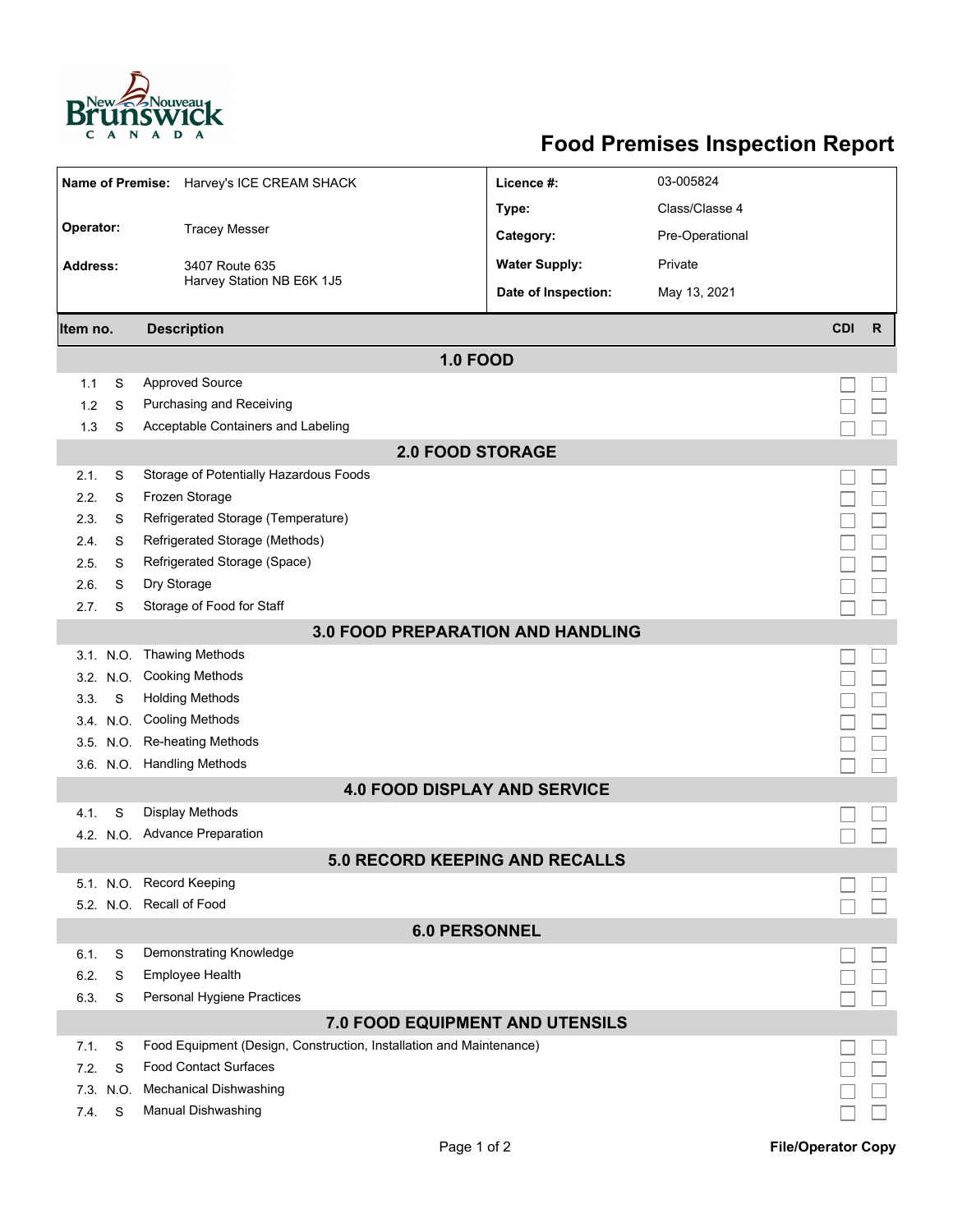# Food Premises Inspection Report

| | | | |
|---|---|---|---|
| **Name of Premise:** | Harvey's ICE CREAM SHACK | **Licence #:** | 03-005824 |
| | | **Type:** | Class/Classe 4 |
| **Operator:** | Tracey Messer | **Category:** | Pre-Operational |
| **Address:** | 3407 Route 635<br>Harvey Station NB E6K 1J5 | **Water Supply:** | Private |
| | | **Date of Inspection:** | May 13, 2021 |

| Item no. | | Description | CDI | R |
|---|---|---|---|---|
| | | **1.0 FOOD** | | |
| 1.1 | S | Approved Source | ☐ | ☐ |
| 1.2 | S | Purchasing and Receiving | ☐ | ☐ |
| 1.3 | S | Acceptable Containers and Labeling | ☐ | ☐ |
| | | **2.0 FOOD STORAGE** | | |
| 2.1. | S | Storage of Potentially Hazardous Foods | ☐ | ☐ |
| 2.2. | S | Frozen Storage | ☐ | ☐ |
| 2.3. | S | Refrigerated Storage (Temperature) | ☐ | ☐ |
| 2.4. | S | Refrigerated Storage (Methods) | ☐ | ☐ |
| 2.5. | S | Refrigerated Storage (Space) | ☐ | ☐ |
| 2.6. | S | Dry Storage | ☐ | ☐ |
| 2.7. | S | Storage of Food for Staff | ☐ | ☐ |
| | | **3.0 FOOD PREPARATION AND HANDLING** | | |
| 3.1. | N.O. | Thawing Methods | ☐ | ☐ |
| 3.2. | N.O. | Cooking Methods | ☐ | ☐ |
| 3.3. | S | Holding Methods | ☐ | ☐ |
| 3.4. | N.O. | Cooling Methods | ☐ | ☐ |
| 3.5. | N.O. | Re-heating Methods | ☐ | ☐ |
| 3.6. | N.O. | Handling Methods | ☐ | ☐ |
| | | **4.0 FOOD DISPLAY AND SERVICE** | | |
| 4.1. | S | Display Methods | ☐ | ☐ |
| 4.2. | N.O. | Advance Preparation | ☐ | ☐ |
| | | **5.0 RECORD KEEPING AND RECALLS** | | |
| 5.1. | N.O. | Record Keeping | ☐ | ☐ |
| 5.2. | N.O. | Recall of Food | ☐ | ☐ |
| | | **6.0 PERSONNEL** | | |
| 6.1. | S | Demonstrating Knowledge | ☐ | ☐ |
| 6.2. | S | Employee Health | ☐ | ☐ |
| 6.3. | S | Personal Hygiene Practices | ☐ | ☐ |
| | | **7.0 FOOD EQUIPMENT AND UTENSILS** | | |
| 7.1. | S | Food Equipment (Design, Construction, Installation and Maintenance) | ☐ | ☐ |
| 7.2. | S | Food Contact Surfaces | ☐ | ☐ |
| 7.3. | N.O. | Mechanical Dishwashing | ☐ | ☐ |
| 7.4. | S | Manual Dishwashing | ☐ | ☐ |

File/Operator Copy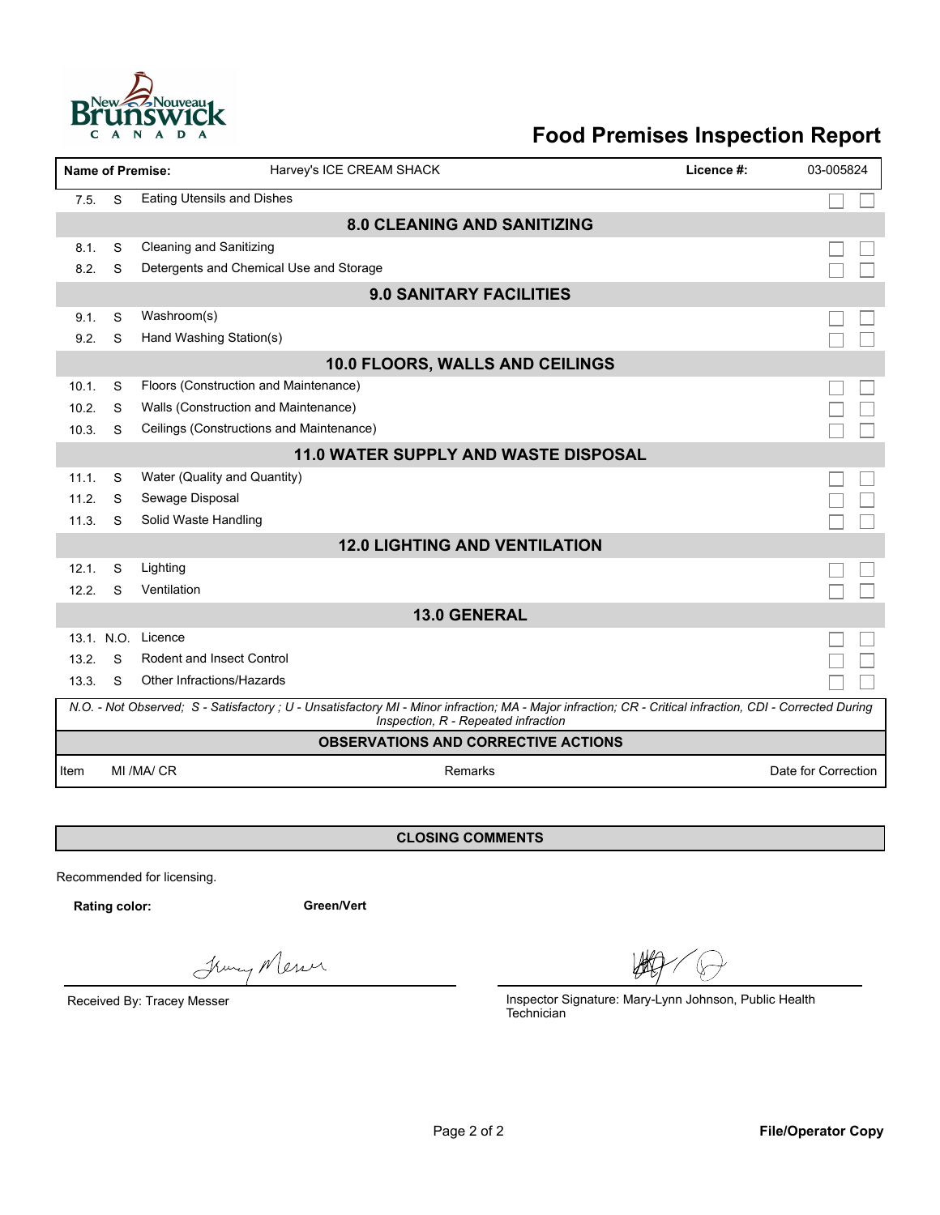# Food Premises Inspection Report

| Name of Premise: | Harvey's ICE CREAM SHACK | Licence #: | 03-005824 |
|---|---|---|---|

| | | | | |
|---|---|---|---|---|
| 7.5. | S | Eating Utensils and Dishes | ☐ | ☐ |
| **8.0 CLEANING AND SANITIZING** | | | | |
| 8.1. | S | Cleaning and Sanitizing | ☐ | ☐ |
| 8.2. | S | Detergents and Chemical Use and Storage | ☐ | ☐ |
| **9.0 SANITARY FACILITIES** | | | | |
| 9.1. | S | Washroom(s) | ☐ | ☐ |
| 9.2. | S | Hand Washing Station(s) | ☐ | ☐ |
| **10.0 FLOORS, WALLS AND CEILINGS** | | | | |
| 10.1. | S | Floors (Construction and Maintenance) | ☐ | ☐ |
| 10.2. | S | Walls (Construction and Maintenance) | ☐ | ☐ |
| 10.3. | S | Ceilings (Constructions and Maintenance) | ☐ | ☐ |
| **11.0 WATER SUPPLY AND WASTE DISPOSAL** | | | | |
| 11.1. | S | Water (Quality and Quantity) | ☐ | ☐ |
| 11.2. | S | Sewage Disposal | ☐ | ☐ |
| 11.3. | S | Solid Waste Handling | ☐ | ☐ |
| **12.0 LIGHTING AND VENTILATION** | | | | |
| 12.1. | S | Lighting | ☐ | ☐ |
| 12.2. | S | Ventilation | ☐ | ☐ |
| **13.0 GENERAL** | | | | |
| 13.1. | N.O. | Licence | ☐ | ☐ |
| 13.2. | S | Rodent and Insect Control | ☐ | ☐ |
| 13.3. | S | Other Infractions/Hazards | ☐ | ☐ |

*N.O. - Not Observed; S - Satisfactory ; U - Unsatisfactory MI - Minor infraction; MA - Major infraction; CR - Critical infraction, CDI - Corrected During Inspection, R - Repeated infraction*

## OBSERVATIONS AND CORRECTIVE ACTIONS

| Item | MI /MA/ CR | Remarks | Date for Correction |
|---|---|---|---|

## CLOSING COMMENTS

Recommended for licensing.

**Rating color:** **Green/Vert**

Received By: Tracey Messer

Inspector Signature: Mary-Lynn Johnson, Public Health Technician

**File/Operator Copy**